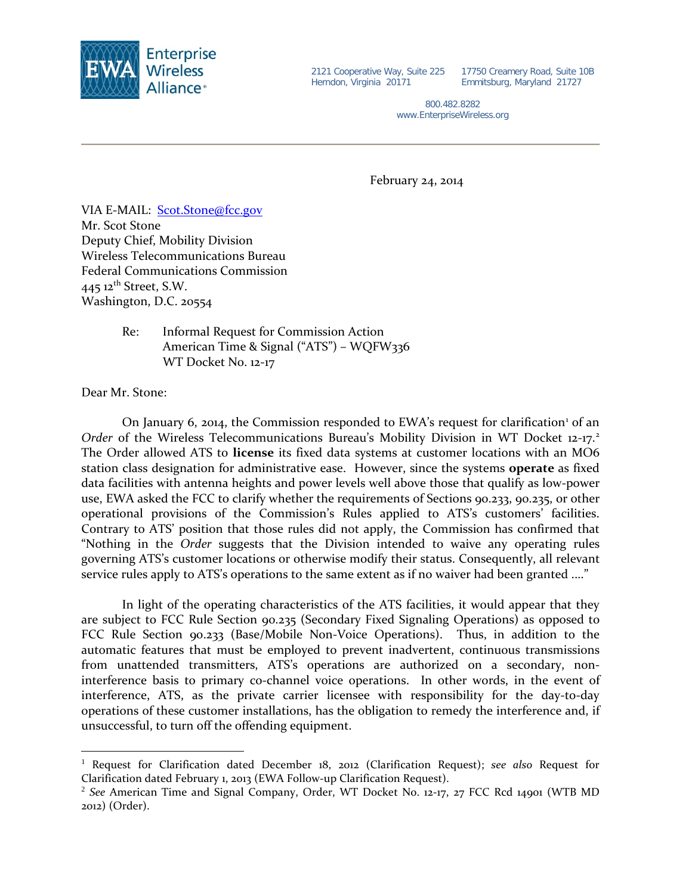Enterprise Wireless Alliance®

2121 Cooperative Way, Suite 225
Herndon, Virginia 20171

17750 Creamery Road, Suite 10B
Emmitsburg, Maryland 21727

800.482.8282
www.EnterpriseWireless.org

February 24, 2014

VIA E-MAIL: [Scot.Stone@fcc.gov](mailto:Scot.Stone@fcc.gov)
Mr. Scot Stone
Deputy Chief, Mobility Division
Wireless Telecommunications Bureau
Federal Communications Commission
445 12th Street, S.W.
Washington, D.C. 20554

Re: Informal Request for Commission Action
American Time & Signal ("ATS") – WQFW336
WT Docket No. 12-17

Dear Mr. Stone:

On January 6, 2014, the Commission responded to EWA's request for clarification[1] of an *Order* of the Wireless Telecommunications Bureau's Mobility Division in WT Docket 12-17.[2] The Order allowed ATS to **license** its fixed data systems at customer locations with an MO6 station class designation for administrative ease. However, since the systems **operate** as fixed data facilities with antenna heights and power levels well above those that qualify as low-power use, EWA asked the FCC to clarify whether the requirements of Sections 90.233, 90.235, or other operational provisions of the Commission's Rules applied to ATS's customers' facilities. Contrary to ATS' position that those rules did not apply, the Commission has confirmed that "Nothing in the *Order* suggests that the Division intended to waive any operating rules governing ATS's customer locations or otherwise modify their status. Consequently, all relevant service rules apply to ATS's operations to the same extent as if no waiver had been granted …."

In light of the operating characteristics of the ATS facilities, it would appear that they are subject to FCC Rule Section 90.235 (Secondary Fixed Signaling Operations) as opposed to FCC Rule Section 90.233 (Base/Mobile Non-Voice Operations). Thus, in addition to the automatic features that must be employed to prevent inadvertent, continuous transmissions from unattended transmitters, ATS's operations are authorized on a secondary, non-interference basis to primary co-channel voice operations. In other words, in the event of interference, ATS, as the private carrier licensee with responsibility for the day-to-day operations of these customer installations, has the obligation to remedy the interference and, if unsuccessful, to turn off the offending equipment.

[1] Request for Clarification dated December 18, 2012 (Clarification Request); *see also* Request for Clarification dated February 1, 2013 (EWA Follow-up Clarification Request).

[2] *See* American Time and Signal Company, Order, WT Docket No. 12-17, 27 FCC Rcd 14901 (WTB MD 2012) (Order).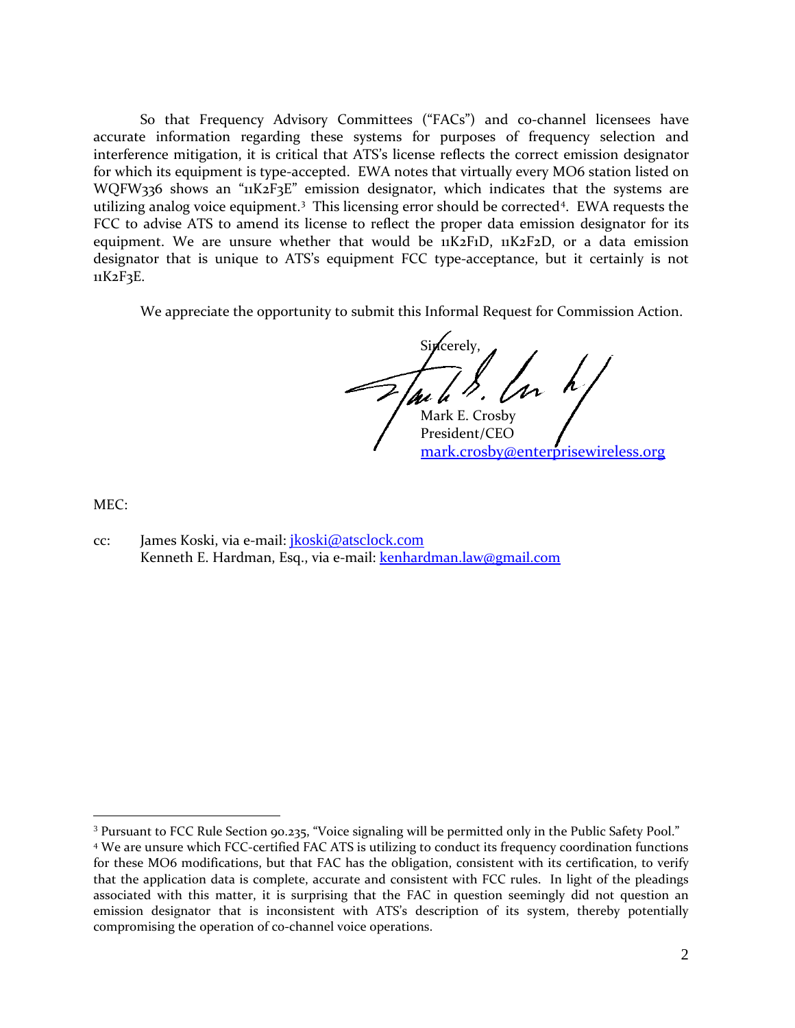So that Frequency Advisory Committees ("FACs") and co-channel licensees have accurate information regarding these systems for purposes of frequency selection and interference mitigation, it is critical that ATS's license reflects the correct emission designator for which its equipment is type-accepted. EWA notes that virtually every MO6 station listed on WQFW336 shows an "11K2F3E" emission designator, which indicates that the systems are utilizing analog voice equipment.[3] This licensing error should be corrected[4]. EWA requests the FCC to advise ATS to amend its license to reflect the proper data emission designator for its equipment. We are unsure whether that would be 11K2F1D, 11K2F2D, or a data emission designator that is unique to ATS's equipment FCC type-acceptance, but it certainly is not 11K2F3E.

We appreciate the opportunity to submit this Informal Request for Commission Action.

Sincerely,

Mark E. Crosby
President/CEO
mark.crosby@enterprisewireless.org

MEC:

cc: James Koski, via e-mail: jkoski@atsclock.com
Kenneth E. Hardman, Esq., via e-mail: kenhardman.law@gmail.com

---

[3] Pursuant to FCC Rule Section 90.235, "Voice signaling will be permitted only in the Public Safety Pool."

[4] We are unsure which FCC-certified FAC ATS is utilizing to conduct its frequency coordination functions for these MO6 modifications, but that FAC has the obligation, consistent with its certification, to verify that the application data is complete, accurate and consistent with FCC rules. In light of the pleadings associated with this matter, it is surprising that the FAC in question seemingly did not question an emission designator that is inconsistent with ATS's description of its system, thereby potentially compromising the operation of co-channel voice operations.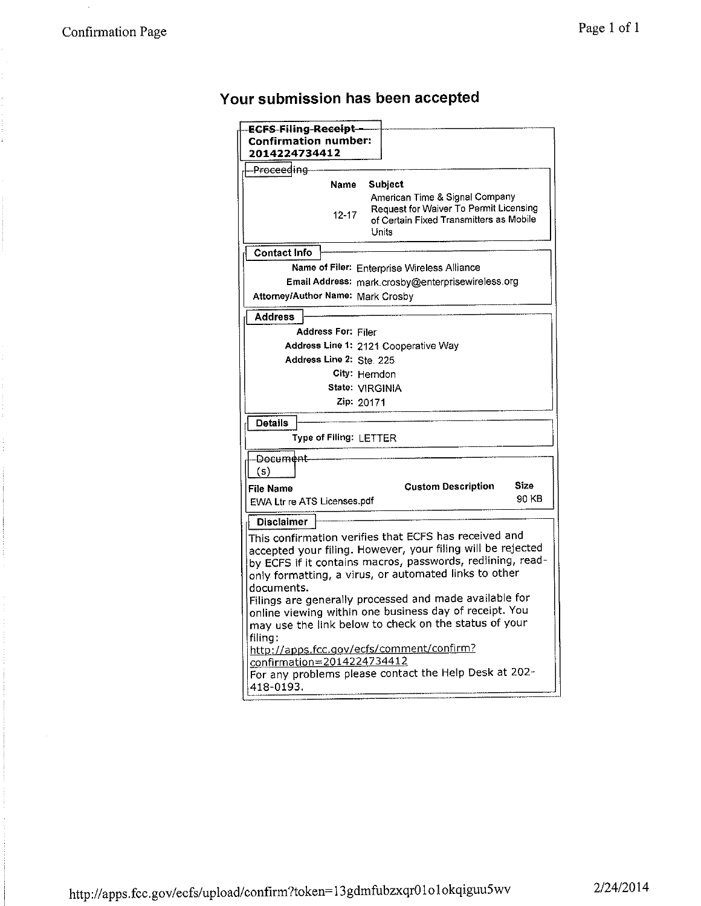# Your submission has been accepted

**ECFS Filing Receipt - Confirmation number: 2014224734412**

**Proceeding**

| Name | Subject |
|---|---|
| 12-17 | American Time & Signal Company Request for Waiver To Permit Licensing of Certain Fixed Transmitters as Mobile Units |

**Contact Info**

**Name of Filer:** Enterprise Wireless Alliance
**Email Address:** mark.crosby@enterprisewireless.org
**Attorney/Author Name:** Mark Crosby

**Address**

**Address For:** Filer
**Address Line 1:** 2121 Cooperative Way
**Address Line 2:** Ste. 225
**City:** Herndon
**State:** VIRGINIA
**Zip:** 20171

**Details**

**Type of Filing:** LETTER

**Document(s)**

| File Name | Custom Description | Size |
|---|---|---|
| EWA Ltr re ATS Licenses.pdf | | 90 KB |

**Disclaimer**

This confirmation verifies that ECFS has received and accepted your filing. However, your filing will be rejected by ECFS if it contains macros, passwords, redlining, read-only formatting, a virus, or automated links to other documents.
Filings are generally processed and made available for online viewing within one business day of receipt. You may use the link below to check on the status of your filing:
http://apps.fcc.gov/ecfs/comment/confirm?confirmation=2014224734412
For any problems please contact the Help Desk at 202-418-0193.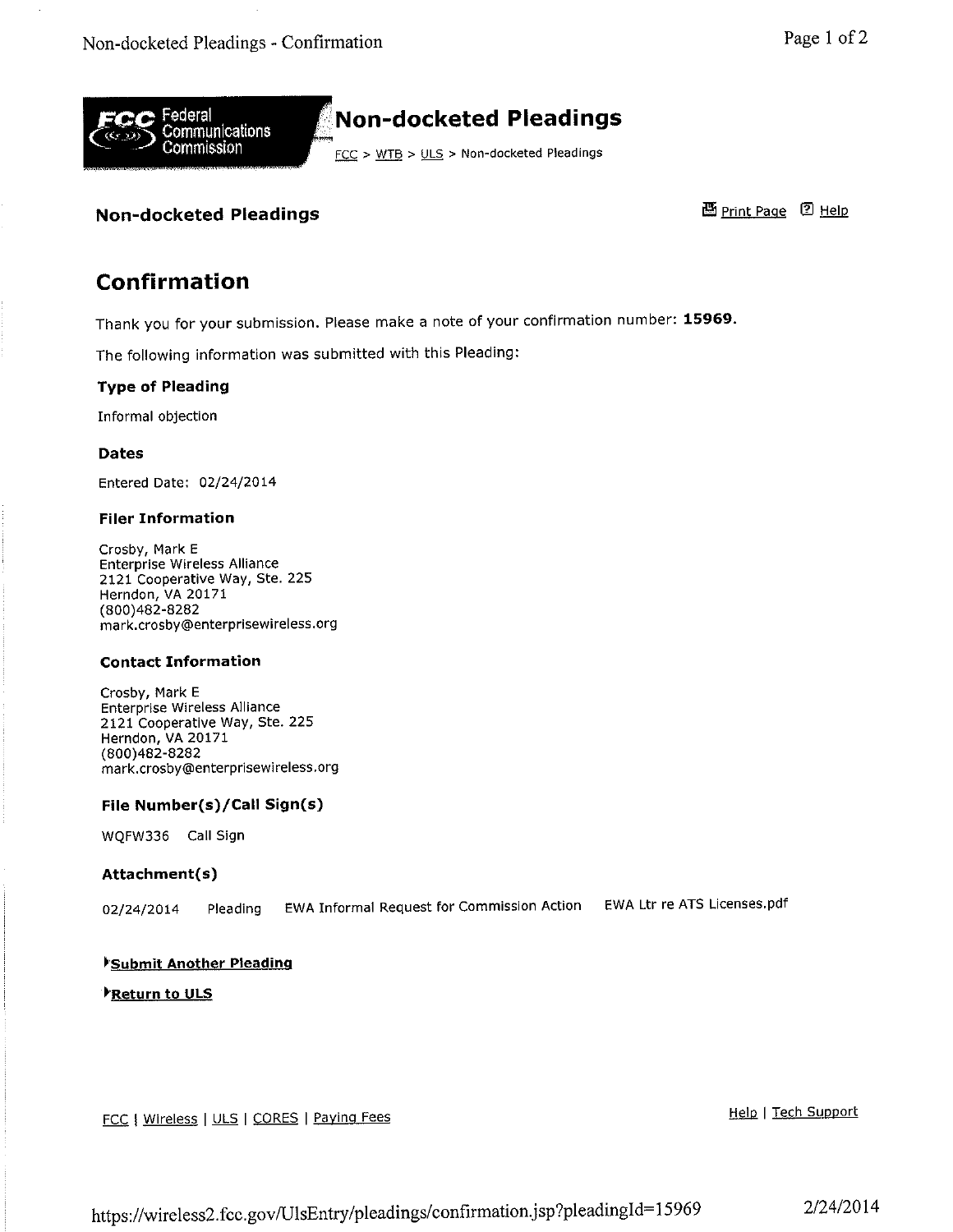# Non-docketed Pleadings

FCC > WTB > ULS > Non-docketed Pleadings

## Non-docketed Pleadings

Print Page  Help

## Confirmation

Thank you for your submission. Please make a note of your confirmation number: **15969**.

The following information was submitted with this Pleading:

### Type of Pleading

Informal objection

### Dates

Entered Date: 02/24/2014

### Filer Information

Crosby, Mark E
Enterprise Wireless Alliance
2121 Cooperative Way, Ste. 225
Herndon, VA 20171
(800)482-8282
mark.crosby@enterprisewireless.org

### Contact Information

Crosby, Mark E
Enterprise Wireless Alliance
2121 Cooperative Way, Ste. 225
Herndon, VA 20171
(800)482-8282
mark.crosby@enterprisewireless.org

### File Number(s)/Call Sign(s)

WQFW336 Call Sign

### Attachment(s)

02/24/2014 Pleading EWA Informal Request for Commission Action EWA Ltr re ATS Licenses.pdf

**Submit Another Pleading**

**Return to ULS**

FCC | Wireless | ULS | CORES | Paying Fees

Help | Tech Support

https://wireless2.fcc.gov/UlsEntry/pleadings/confirmation.jsp?pleadingId=15969 2/24/2014